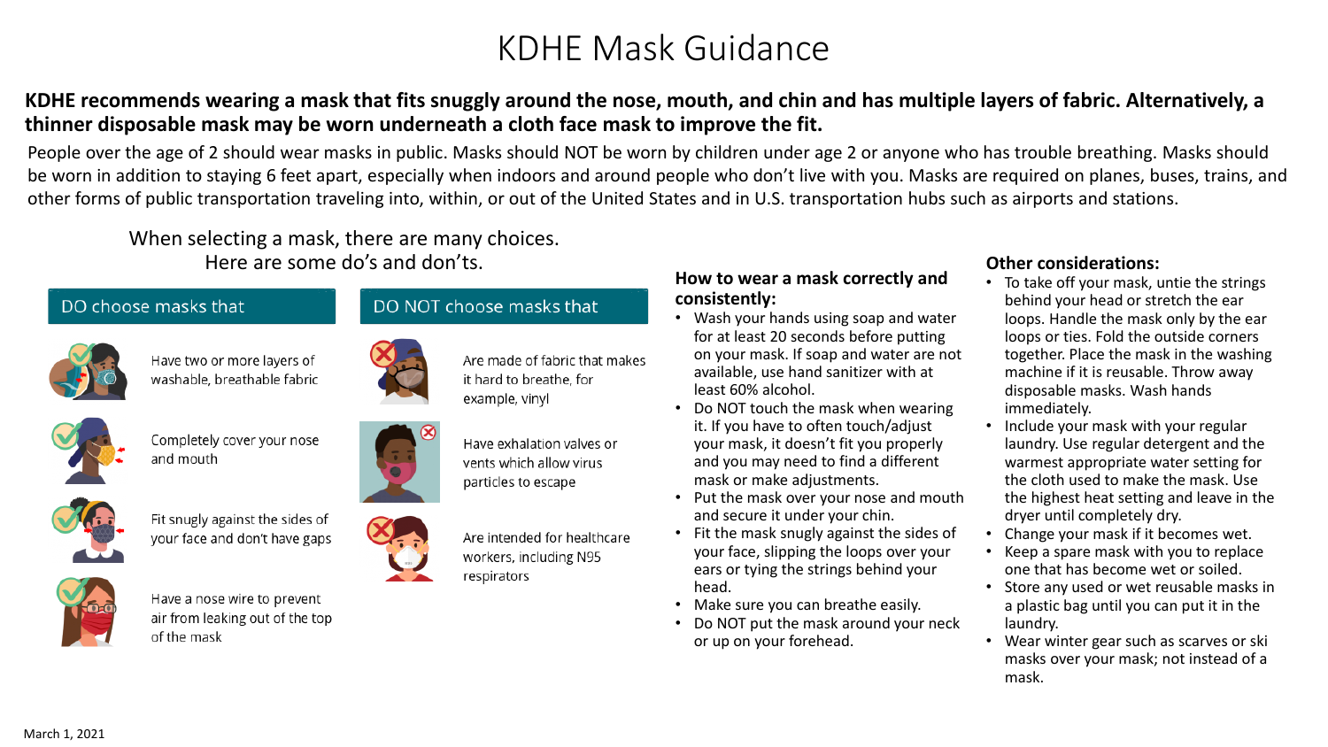# KDHE Mask Guidance

**KDHE recommends wearing a mask that fits snuggly around the nose, mouth, and chin and has multiple layers of fabric. Alternatively, a thinner disposable mask may be worn underneath a cloth face mask to improve the fit.**

People over the age of 2 should wear masks in public. Masks should NOT be worn by children under age 2 or anyone who has trouble breathing. Masks should be worn in addition to staying 6 feet apart, especially when indoors and around people who don't live with you. Masks are required on planes, buses, trains, and other forms of public transportation traveling into, within, or out of the United States and in U.S. transportation hubs such as airports and stations.

When selecting a mask, there are many choices. Here are some do's and don'ts.

## DO choose masks that

- Have two or more layers of washable, breathable fabric
- Completely cover your nose and mouth
- Fit snugly against the sides of your face and don't have gaps
- Have a nose wire to prevent air from leaking out of the top of the mask

## DO NOT choose masks that

- Are made of fabric that makes it hard to breathe, for example, vinyl
- Have exhalation valves or vents which allow virus particles to escape
- Are intended for healthcare workers, including N95 respirators

## How to wear a mask correctly and consistently:

- Wash your hands using soap and water for at least 20 seconds before putting on your mask. If soap and water are not available, use hand sanitizer with at least 60% alcohol.
- Do NOT touch the mask when wearing it. If you have to often touch/adjust your mask, it doesn't fit you properly and you may need to find a different mask or make adjustments.
- Put the mask over your nose and mouth and secure it under your chin.
- Fit the mask snugly against the sides of your face, slipping the loops over your ears or tying the strings behind your head.
- Make sure you can breathe easily.
- Do NOT put the mask around your neck or up on your forehead.

## Other considerations:

- To take off your mask, untie the strings behind your head or stretch the ear loops. Handle the mask only by the ear loops or ties. Fold the outside corners together. Place the mask in the washing machine if it is reusable. Throw away disposable masks. Wash hands immediately.
- Include your mask with your regular laundry. Use regular detergent and the warmest appropriate water setting for the cloth used to make the mask. Use the highest heat setting and leave in the dryer until completely dry.
- Change your mask if it becomes wet.
- Keep a spare mask with you to replace one that has become wet or soiled.
- Store any used or wet reusable masks in a plastic bag until you can put it in the laundry.
- Wear winter gear such as scarves or ski masks over your mask; not instead of a mask.

March 1, 2021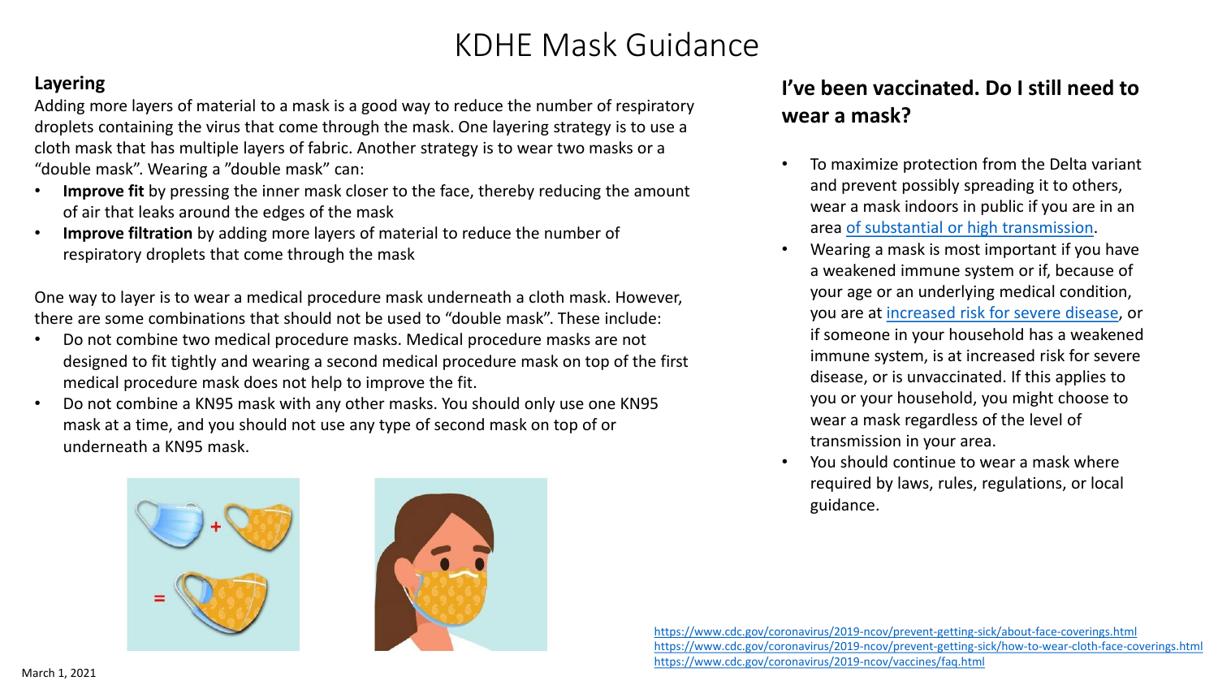# KDHE Mask Guidance

## Layering

Adding more layers of material to a mask is a good way to reduce the number of respiratory droplets containing the virus that come through the mask. One layering strategy is to use a cloth mask that has multiple layers of fabric. Another strategy is to wear two masks or a "double mask". Wearing a "double mask" can:

- **Improve fit** by pressing the inner mask closer to the face, thereby reducing the amount of air that leaks around the edges of the mask
- **Improve filtration** by adding more layers of material to reduce the number of respiratory droplets that come through the mask

One way to layer is to wear a medical procedure mask underneath a cloth mask. However, there are some combinations that should not be used to "double mask". These include:

- Do not combine two medical procedure masks. Medical procedure masks are not designed to fit tightly and wearing a second medical procedure mask on top of the first medical procedure mask does not help to improve the fit.
- Do not combine a KN95 mask with any other masks. You should only use one KN95 mask at a time, and you should not use any type of second mask on top of or underneath a KN95 mask.

## I've been vaccinated. Do I still need to wear a mask?

- To maximize protection from the Delta variant and prevent possibly spreading it to others, wear a mask indoors in public if you are in an area of substantial or high transmission.
- Wearing a mask is most important if you have a weakened immune system or if, because of your age or an underlying medical condition, you are at increased risk for severe disease, or if someone in your household has a weakened immune system, is at increased risk for severe disease, or is unvaccinated. If this applies to you or your household, you might choose to wear a mask regardless of the level of transmission in your area.
- You should continue to wear a mask where required by laws, rules, regulations, or local guidance.

https://www.cdc.gov/coronavirus/2019-ncov/prevent-getting-sick/about-face-coverings.html
https://www.cdc.gov/coronavirus/2019-ncov/prevent-getting-sick/how-to-wear-cloth-face-coverings.html
https://www.cdc.gov/coronavirus/2019-ncov/vaccines/faq.html

March 1, 2021